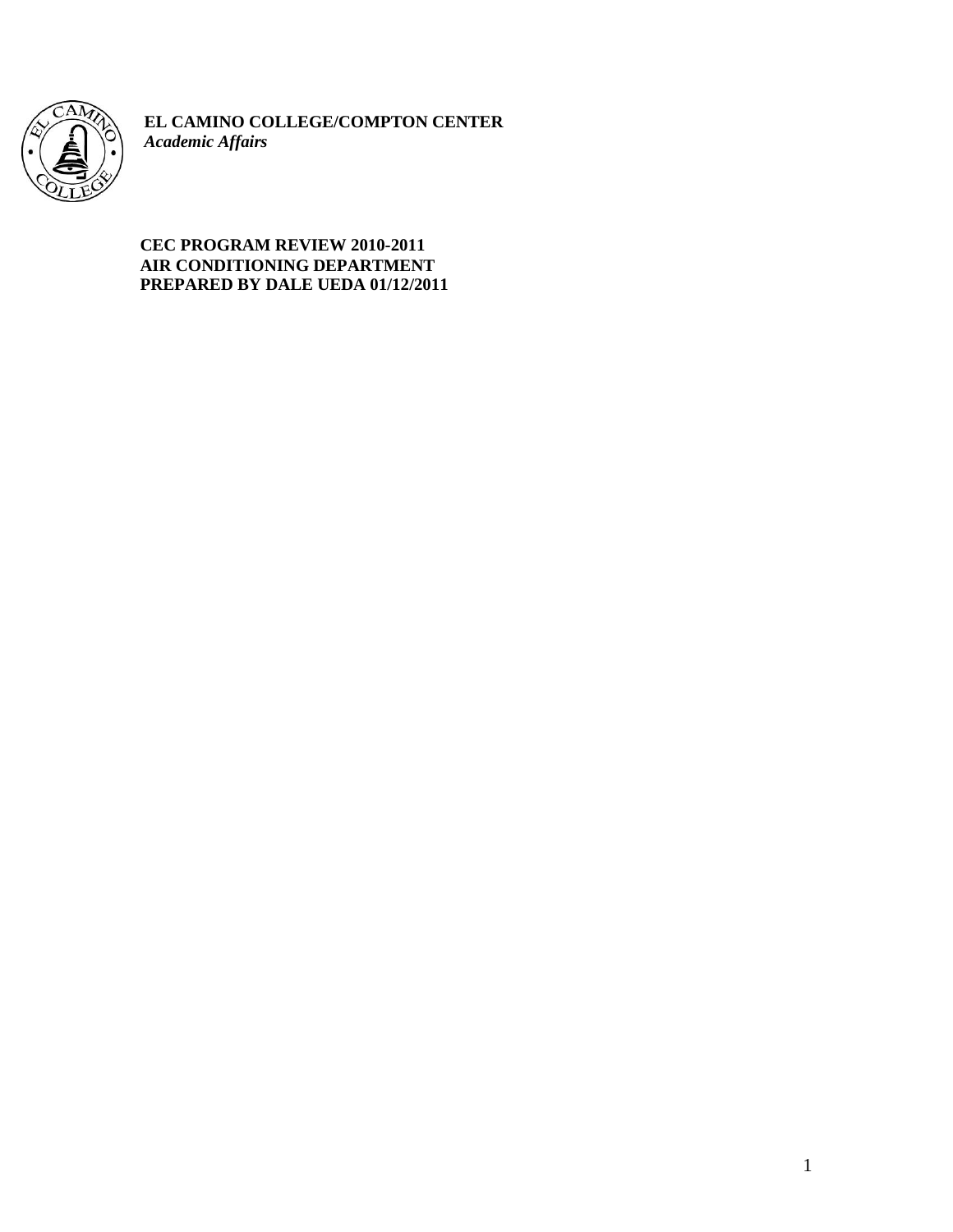**EL CAMINO COLLEGE/COMPTON CENTER**
***Academic Affairs***

**CEC PROGRAM REVIEW 2010-2011**
**AIR CONDITIONING DEPARTMENT**
**PREPARED BY DALE UEDA 01/12/2011**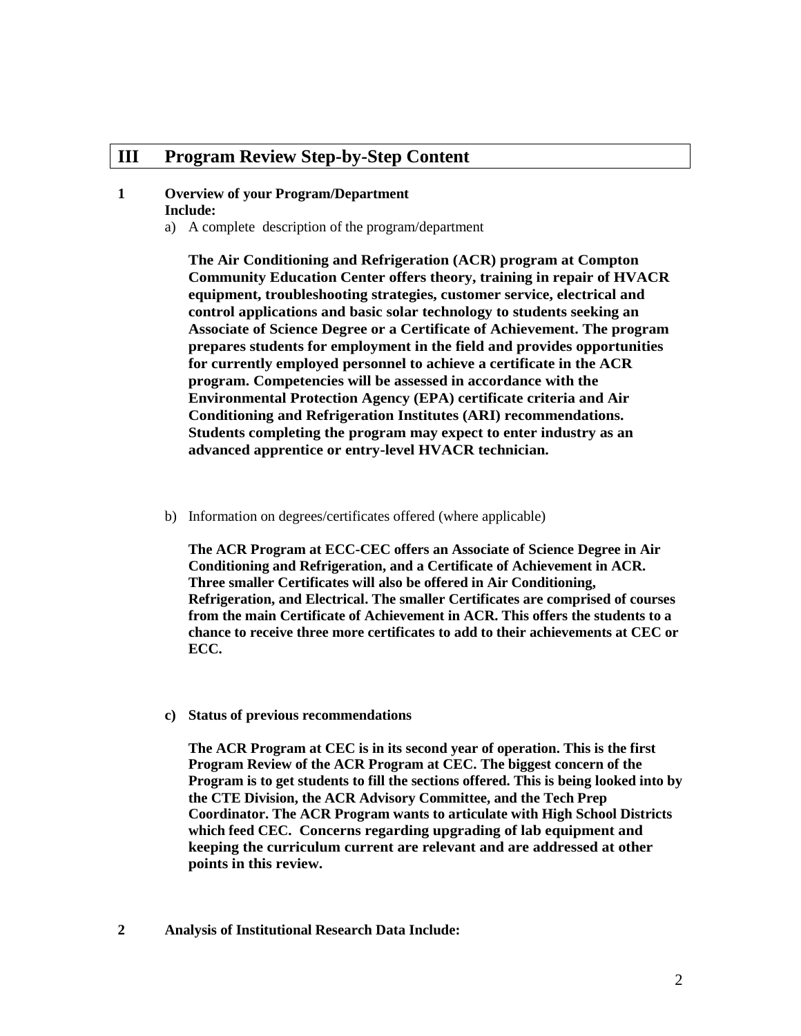# III Program Review Step-by-Step Content

**1 Overview of your Program/Department**
**Include:**

a) A complete description of the program/department

**The Air Conditioning and Refrigeration (ACR) program at Compton Community Education Center offers theory, training in repair of HVACR equipment, troubleshooting strategies, customer service, electrical and control applications and basic solar technology to students seeking an Associate of Science Degree or a Certificate of Achievement. The program prepares students for employment in the field and provides opportunities for currently employed personnel to achieve a certificate in the ACR program. Competencies will be assessed in accordance with the Environmental Protection Agency (EPA) certificate criteria and Air Conditioning and Refrigeration Institutes (ARI) recommendations. Students completing the program may expect to enter industry as an advanced apprentice or entry-level HVACR technician.**

b) Information on degrees/certificates offered (where applicable)

**The ACR Program at ECC-CEC offers an Associate of Science Degree in Air Conditioning and Refrigeration, and a Certificate of Achievement in ACR. Three smaller Certificates will also be offered in Air Conditioning, Refrigeration, and Electrical. The smaller Certificates are comprised of courses from the main Certificate of Achievement in ACR. This offers the students to a chance to receive three more certificates to add to their achievements at CEC or ECC.**

**c) Status of previous recommendations**

**The ACR Program at CEC is in its second year of operation. This is the first Program Review of the ACR Program at CEC. The biggest concern of the Program is to get students to fill the sections offered. This is being looked into by the CTE Division, the ACR Advisory Committee, and the Tech Prep Coordinator. The ACR Program wants to articulate with High School Districts which feed CEC. Concerns regarding upgrading of lab equipment and keeping the curriculum current are relevant and are addressed at other points in this review.**

**2 Analysis of Institutional Research Data Include:**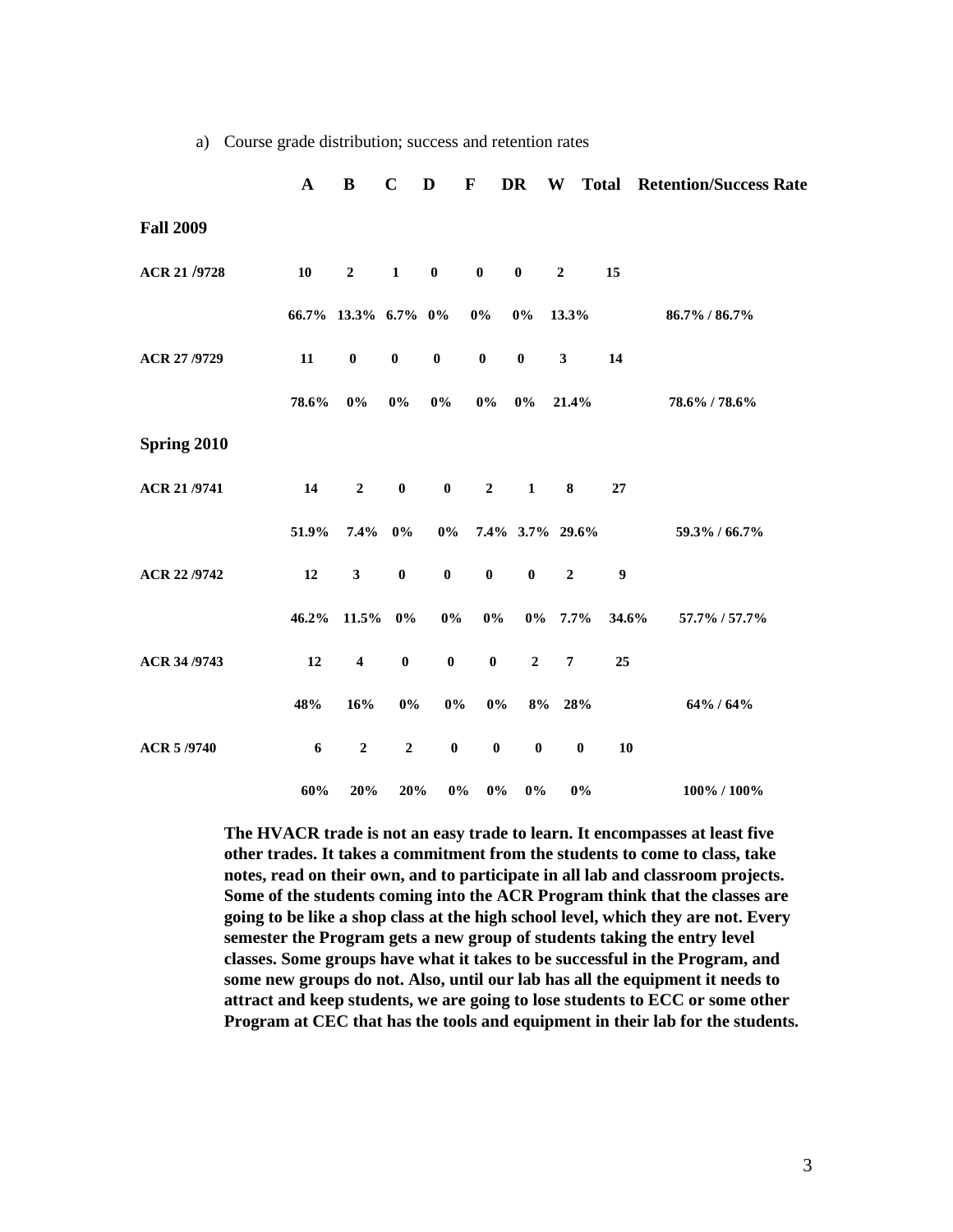a) Course grade distribution; success and retention rates

| | A | B | C | D | F | DR | W | Total | Retention/Success Rate |
|---|---|---|---|---|---|---|---|---|---|
| **Fall 2009** | | | | | | | | | |
| **ACR 21 /9728** | **10** | **2** | **1** | **0** | **0** | **0** | **2** | **15** | |
| | **66.7%** | **13.3%** | **6.7%** | **0%** | **0%** | **0%** | **13.3%** | | **86.7% / 86.7%** |
| **ACR 27 /9729** | **11** | **0** | **0** | **0** | **0** | **0** | **3** | **14** | |
| | **78.6%** | **0%** | **0%** | **0%** | **0%** | **0%** | **21.4%** | | **78.6% / 78.6%** |
| **Spring 2010** | | | | | | | | | |
| **ACR 21 /9741** | **14** | **2** | **0** | **0** | **2** | **1** | **8** | **27** | |
| | **51.9%** | **7.4%** | **0%** | **0%** | **7.4%** | **3.7%** | **29.6%** | | **59.3% / 66.7%** |
| **ACR 22 /9742** | **12** | **3** | **0** | **0** | **0** | **0** | **2** | **9** | |
| | **46.2%** | **11.5%** | **0%** | **0%** | **0%** | **0%** | **7.7%** | **34.6%** | **57.7% / 57.7%** |
| **ACR 34 /9743** | **12** | **4** | **0** | **0** | **0** | **2** | **7** | **25** | |
| | **48%** | **16%** | **0%** | **0%** | **0%** | **8%** | **28%** | | **64% / 64%** |
| **ACR 5 /9740** | **6** | **2** | **2** | **0** | **0** | **0** | **0** | **10** | |
| | **60%** | **20%** | **20%** | **0%** | **0%** | **0%** | **0%** | | **100% / 100%** |

**The HVACR trade is not an easy trade to learn. It encompasses at least five other trades. It takes a commitment from the students to come to class, take notes, read on their own, and to participate in all lab and classroom projects. Some of the students coming into the ACR Program think that the classes are going to be like a shop class at the high school level, which they are not. Every semester the Program gets a new group of students taking the entry level classes. Some groups have what it takes to be successful in the Program, and some new groups do not. Also, until our lab has all the equipment it needs to attract and keep students, we are going to lose students to ECC or some other Program at CEC that has the tools and equipment in their lab for the students.**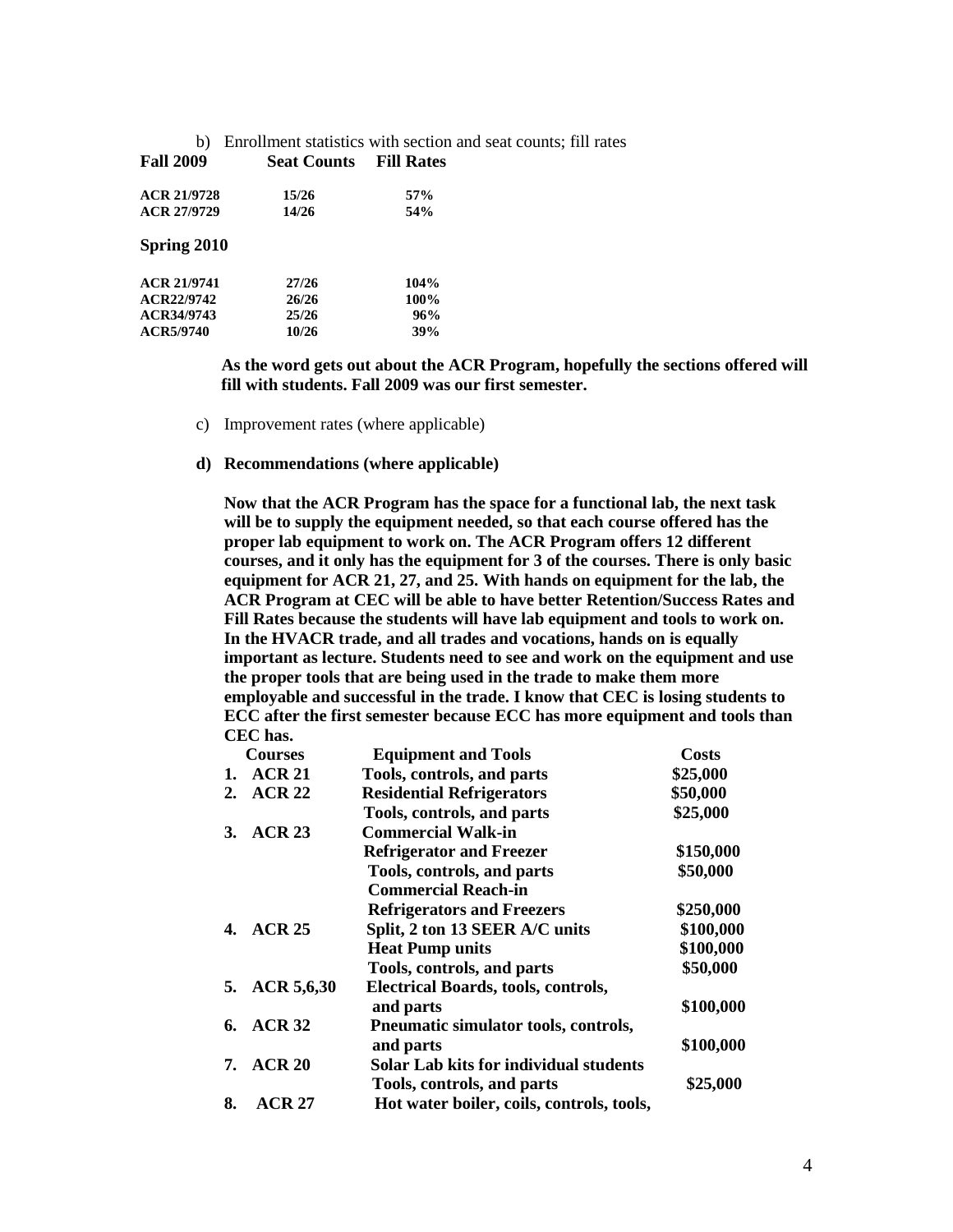b) Enrollment statistics with section and seat counts; fill rates

| **Fall 2009** | **Seat Counts** | **Fill Rates** |
|---|---|---|
| **ACR 21/9728** | **15/26** | **57%** |
| **ACR 27/9729** | **14/26** | **54%** |

**Spring 2010**

| | | |
|---|---|---|
| **ACR 21/9741** | **27/26** | **104%** |
| **ACR22/9742** | **26/26** | **100%** |
| **ACR34/9743** | **25/26** | **96%** |
| **ACR5/9740** | **10/26** | **39%** |

**As the word gets out about the ACR Program, hopefully the sections offered will fill with students. Fall 2009 was our first semester.**

c) Improvement rates (where applicable)

**d) Recommendations (where applicable)**

**Now that the ACR Program has the space for a functional lab, the next task will be to supply the equipment needed, so that each course offered has the proper lab equipment to work on. The ACR Program offers 12 different courses, and it only has the equipment for 3 of the courses. There is only basic equipment for ACR 21, 27, and 25. With hands on equipment for the lab, the ACR Program at CEC will be able to have better Retention/Success Rates and Fill Rates because the students will have lab equipment and tools to work on. In the HVACR trade, and all trades and vocations, hands on is equally important as lecture. Students need to see and work on the equipment and use the proper tools that are being used in the trade to make them more employable and successful in the trade. I know that CEC is losing students to ECC after the first semester because ECC has more equipment and tools than CEC has.**

| | **Courses** | **Equipment and Tools** | **Costs** |
|---|---|---|---|
| **1.** | **ACR 21** | **Tools, controls, and parts** | **\$25,000** |
| **2.** | **ACR 22** | **Residential Refrigerators** | **\$50,000** |
| | | **Tools, controls, and parts** | **\$25,000** |
| **3.** | **ACR 23** | **Commercial Walk-in Refrigerator and Freezer** | **\$150,000** |
| | | **Tools, controls, and parts** | **\$50,000** |
| | | **Commercial Reach-in Refrigerators and Freezers** | **\$250,000** |
| **4.** | **ACR 25** | **Split, 2 ton 13 SEER A/C units** | **\$100,000** |
| | | **Heat Pump units** | **\$100,000** |
| | | **Tools, controls, and parts** | **\$50,000** |
| **5.** | **ACR 5,6,30** | **Electrical Boards, tools, controls, and parts** | **\$100,000** |
| **6.** | **ACR 32** | **Pneumatic simulator tools, controls, and parts** | **\$100,000** |
| **7.** | **ACR 20** | **Solar Lab kits for individual students** | |
| | | **Tools, controls, and parts** | **\$25,000** |
| **8.** | **ACR 27** | **Hot water boiler, coils, controls, tools,** | |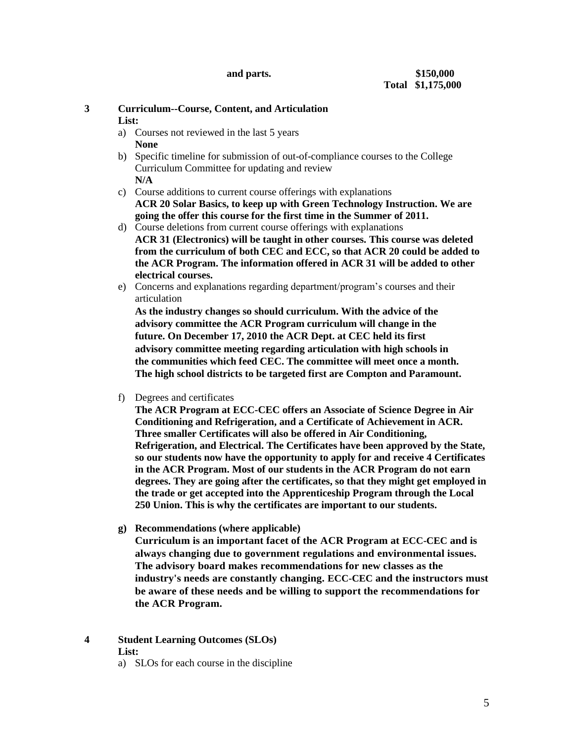**and parts. $150,000**

**Total $1,175,000**

**3 Curriculum--Course, Content, and Articulation**

**List:**

a) Courses not reviewed in the last 5 years
**None**

b) Specific timeline for submission of out-of-compliance courses to the College Curriculum Committee for updating and review
**N/A**

c) Course additions to current course offerings with explanations
**ACR 20 Solar Basics, to keep up with Green Technology Instruction. We are going the offer this course for the first time in the Summer of 2011.**

d) Course deletions from current course offerings with explanations
**ACR 31 (Electronics) will be taught in other courses. This course was deleted from the curriculum of both CEC and ECC, so that ACR 20 could be added to the ACR Program. The information offered in ACR 31 will be added to other electrical courses.**

e) Concerns and explanations regarding department/program's courses and their articulation
**As the industry changes so should curriculum. With the advice of the advisory committee the ACR Program curriculum will change in the future. On December 17, 2010 the ACR Dept. at CEC held its first advisory committee meeting regarding articulation with high schools in the communities which feed CEC. The committee will meet once a month. The high school districts to be targeted first are Compton and Paramount.**

f) Degrees and certificates
**The ACR Program at ECC-CEC offers an Associate of Science Degree in Air Conditioning and Refrigeration, and a Certificate of Achievement in ACR. Three smaller Certificates will also be offered in Air Conditioning, Refrigeration, and Electrical. The Certificates have been approved by the State, so our students now have the opportunity to apply for and receive 4 Certificates in the ACR Program. Most of our students in the ACR Program do not earn degrees. They are going after the certificates, so that they might get employed in the trade or get accepted into the Apprenticeship Program through the Local 250 Union. This is why the certificates are important to our students.**

**g) Recommendations (where applicable)**
**Curriculum is an important facet of the ACR Program at ECC-CEC and is always changing due to government regulations and environmental issues. The advisory board makes recommendations for new classes as the industry's needs are constantly changing. ECC-CEC and the instructors must be aware of these needs and be willing to support the recommendations for the ACR Program.**

**4 Student Learning Outcomes (SLOs)**

**List:**

a) SLOs for each course in the discipline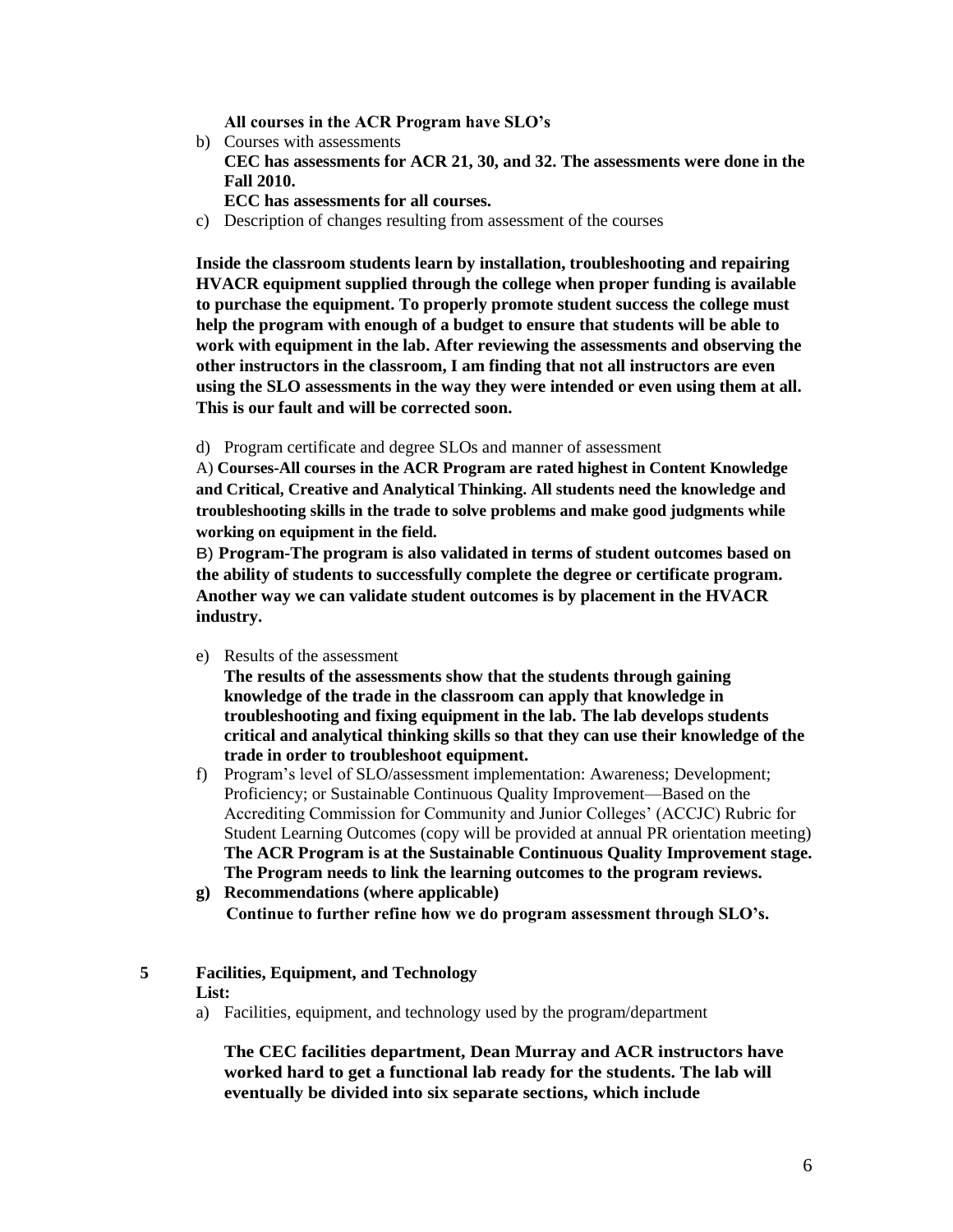**All courses in the ACR Program have SLO's**

b) Courses with assessments
   **CEC has assessments for ACR 21, 30, and 32. The assessments were done in the Fall 2010.**
   **ECC has assessments for all courses.**

c) Description of changes resulting from assessment of the courses

   **Inside the classroom students learn by installation, troubleshooting and repairing HVACR equipment supplied through the college when proper funding is available to purchase the equipment. To properly promote student success the college must help the program with enough of a budget to ensure that students will be able to work with equipment in the lab. After reviewing the assessments and observing the other instructors in the classroom, I am finding that not all instructors are even using the SLO assessments in the way they were intended or even using them at all. This is our fault and will be corrected soon.**

d) Program certificate and degree SLOs and manner of assessment
   A) **Courses-All courses in the ACR Program are rated highest in Content Knowledge and Critical, Creative and Analytical Thinking. All students need the knowledge and troubleshooting skills in the trade to solve problems and make good judgments while working on equipment in the field.**
   B) **Program-The program is also validated in terms of student outcomes based on the ability of students to successfully complete the degree or certificate program. Another way we can validate student outcomes is by placement in the HVACR industry.**

e) Results of the assessment
   **The results of the assessments show that the students through gaining knowledge of the trade in the classroom can apply that knowledge in troubleshooting and fixing equipment in the lab. The lab develops students critical and analytical thinking skills so that they can use their knowledge of the trade in order to troubleshoot equipment.**

f) Program's level of SLO/assessment implementation: Awareness; Development; Proficiency; or Sustainable Continuous Quality Improvement—Based on the Accrediting Commission for Community and Junior Colleges' (ACCJC) Rubric for Student Learning Outcomes (copy will be provided at annual PR orientation meeting)
   **The ACR Program is at the Sustainable Continuous Quality Improvement stage. The Program needs to link the learning outcomes to the program reviews.**

**g) Recommendations (where applicable)**
   **Continue to further refine how we do program assessment through SLO's.**

## 5 Facilities, Equipment, and Technology

**List:**

a) Facilities, equipment, and technology used by the program/department

   **The CEC facilities department, Dean Murray and ACR instructors have worked hard to get a functional lab ready for the students. The lab will eventually be divided into six separate sections, which include**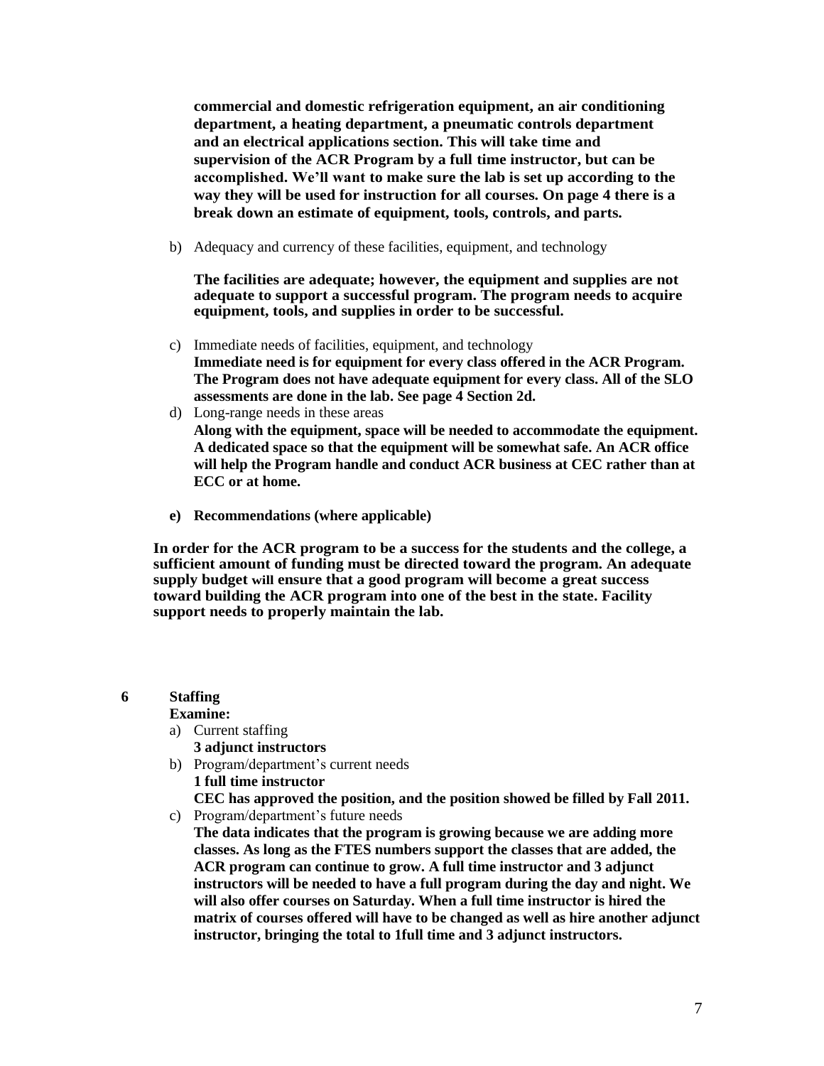**commercial and domestic refrigeration equipment, an air conditioning department, a heating department, a pneumatic controls department and an electrical applications section. This will take time and supervision of the ACR Program by a full time instructor, but can be accomplished. We'll want to make sure the lab is set up according to the way they will be used for instruction for all courses. On page 4 there is a break down an estimate of equipment, tools, controls, and parts.**

b) Adequacy and currency of these facilities, equipment, and technology

   **The facilities are adequate; however, the equipment and supplies are not adequate to support a successful program. The program needs to acquire equipment, tools, and supplies in order to be successful.**

c) Immediate needs of facilities, equipment, and technology
   **Immediate need is for equipment for every class offered in the ACR Program. The Program does not have adequate equipment for every class. All of the SLO assessments are done in the lab. See page 4 Section 2d.**

d) Long-range needs in these areas
   **Along with the equipment, space will be needed to accommodate the equipment. A dedicated space so that the equipment will be somewhat safe. An ACR office will help the Program handle and conduct ACR business at CEC rather than at ECC or at home.**

e) **Recommendations (where applicable)**

**In order for the ACR program to be a success for the students and the college, a sufficient amount of funding must be directed toward the program. An adequate supply budget will ensure that a good program will become a great success toward building the ACR program into one of the best in the state. Facility support needs to properly maintain the lab.**

## 6 Staffing

**Examine:**

a) Current staffing
   **3 adjunct instructors**

b) Program/department's current needs
   **1 full time instructor**
   **CEC has approved the position, and the position showed be filled by Fall 2011.**

c) Program/department's future needs
   **The data indicates that the program is growing because we are adding more classes. As long as the FTES numbers support the classes that are added, the ACR program can continue to grow. A full time instructor and 3 adjunct instructors will be needed to have a full program during the day and night. We will also offer courses on Saturday. When a full time instructor is hired the matrix of courses offered will have to be changed as well as hire another adjunct instructor, bringing the total to 1full time and 3 adjunct instructors.**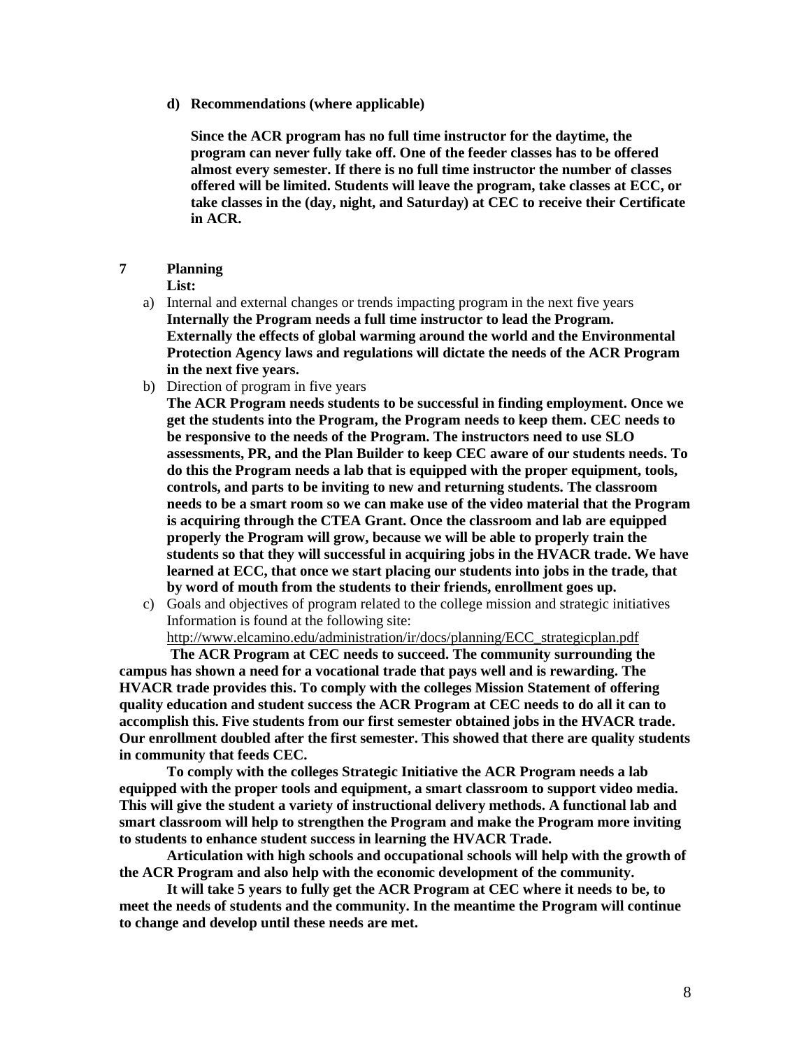**d) Recommendations (where applicable)**

**Since the ACR program has no full time instructor for the daytime, the program can never fully take off. One of the feeder classes has to be offered almost every semester. If there is no full time instructor the number of classes offered will be limited. Students will leave the program, take classes at ECC, or take classes in the (day, night, and Saturday) at CEC to receive their Certificate in ACR.**

## 7 Planning

**List:**

a) Internal and external changes or trends impacting program in the next five years
**Internally the Program needs a full time instructor to lead the Program. Externally the effects of global warming around the world and the Environmental Protection Agency laws and regulations will dictate the needs of the ACR Program in the next five years.**

b) Direction of program in five years
**The ACR Program needs students to be successful in finding employment. Once we get the students into the Program, the Program needs to keep them. CEC needs to be responsive to the needs of the Program. The instructors need to use SLO assessments, PR, and the Plan Builder to keep CEC aware of our students needs. To do this the Program needs a lab that is equipped with the proper equipment, tools, controls, and parts to be inviting to new and returning students. The classroom needs to be a smart room so we can make use of the video material that the Program is acquiring through the CTEA Grant. Once the classroom and lab are equipped properly the Program will grow, because we will be able to properly train the students so that they will successful in acquiring jobs in the HVACR trade. We have learned at ECC, that once we start placing our students into jobs in the trade, that by word of mouth from the students to their friends, enrollment goes up.**

c) Goals and objectives of program related to the college mission and strategic initiatives
Information is found at the following site:
http://www.elcamino.edu/administration/ir/docs/planning/ECC_strategicplan.pdf

**The ACR Program at CEC needs to succeed. The community surrounding the campus has shown a need for a vocational trade that pays well and is rewarding. The HVACR trade provides this. To comply with the colleges Mission Statement of offering quality education and student success the ACR Program at CEC needs to do all it can to accomplish this. Five students from our first semester obtained jobs in the HVACR trade. Our enrollment doubled after the first semester. This showed that there are quality students in community that feeds CEC.**

**To comply with the colleges Strategic Initiative the ACR Program needs a lab equipped with the proper tools and equipment, a smart classroom to support video media. This will give the student a variety of instructional delivery methods. A functional lab and smart classroom will help to strengthen the Program and make the Program more inviting to students to enhance student success in learning the HVACR Trade.**

**Articulation with high schools and occupational schools will help with the growth of the ACR Program and also help with the economic development of the community.**

**It will take 5 years to fully get the ACR Program at CEC where it needs to be, to meet the needs of students and the community. In the meantime the Program will continue to change and develop until these needs are met.**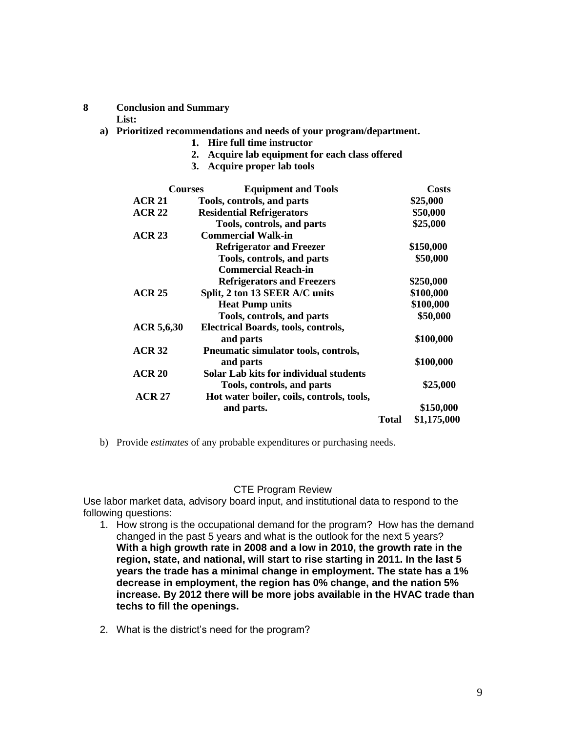**8 Conclusion and Summary**

**List:**

**a) Prioritized recommendations and needs of your program/department.**

1. **Hire full time instructor**
2. **Acquire lab equipment for each class offered**
3. **Acquire proper lab tools**

| Courses | Equipment and Tools | | Costs |
|---|---|---|---|
| **ACR 21** | **Tools, controls, and parts** | | **$25,000** |
| **ACR 22** | **Residential Refrigerators** | | **$50,000** |
| | **Tools, controls, and parts** | | **$25,000** |
| **ACR 23** | **Commercial Walk-in Refrigerator and Freezer** | | **$150,000** |
| | **Tools, controls, and parts** | | **$50,000** |
| | **Commercial Reach-in Refrigerators and Freezers** | | **$250,000** |
| **ACR 25** | **Split, 2 ton 13 SEER A/C units** | | **$100,000** |
| | **Heat Pump units** | | **$100,000** |
| | **Tools, controls, and parts** | | **$50,000** |
| **ACR 5,6,30** | **Electrical Boards, tools, controls, and parts** | | **$100,000** |
| **ACR 32** | **Pneumatic simulator tools, controls, and parts** | | **$100,000** |
| **ACR 20** | **Solar Lab kits for individual students Tools, controls, and parts** | | **$25,000** |
| **ACR 27** | **Hot water boiler, coils, controls, tools, and parts.** | | **$150,000** |
| | | **Total** | **$1,175,000** |

b) Provide *estimates* of any probable expenditures or purchasing needs.

CTE Program Review

Use labor market data, advisory board input, and institutional data to respond to the following questions:

1. How strong is the occupational demand for the program? How has the demand changed in the past 5 years and what is the outlook for the next 5 years? **With a high growth rate in 2008 and a low in 2010, the growth rate in the region, state, and national, will start to rise starting in 2011. In the last 5 years the trade has a minimal change in employment. The state has a 1% decrease in employment, the region has 0% change, and the nation 5% increase. By 2012 there will be more jobs available in the HVAC trade than techs to fill the openings.**

2. What is the district's need for the program?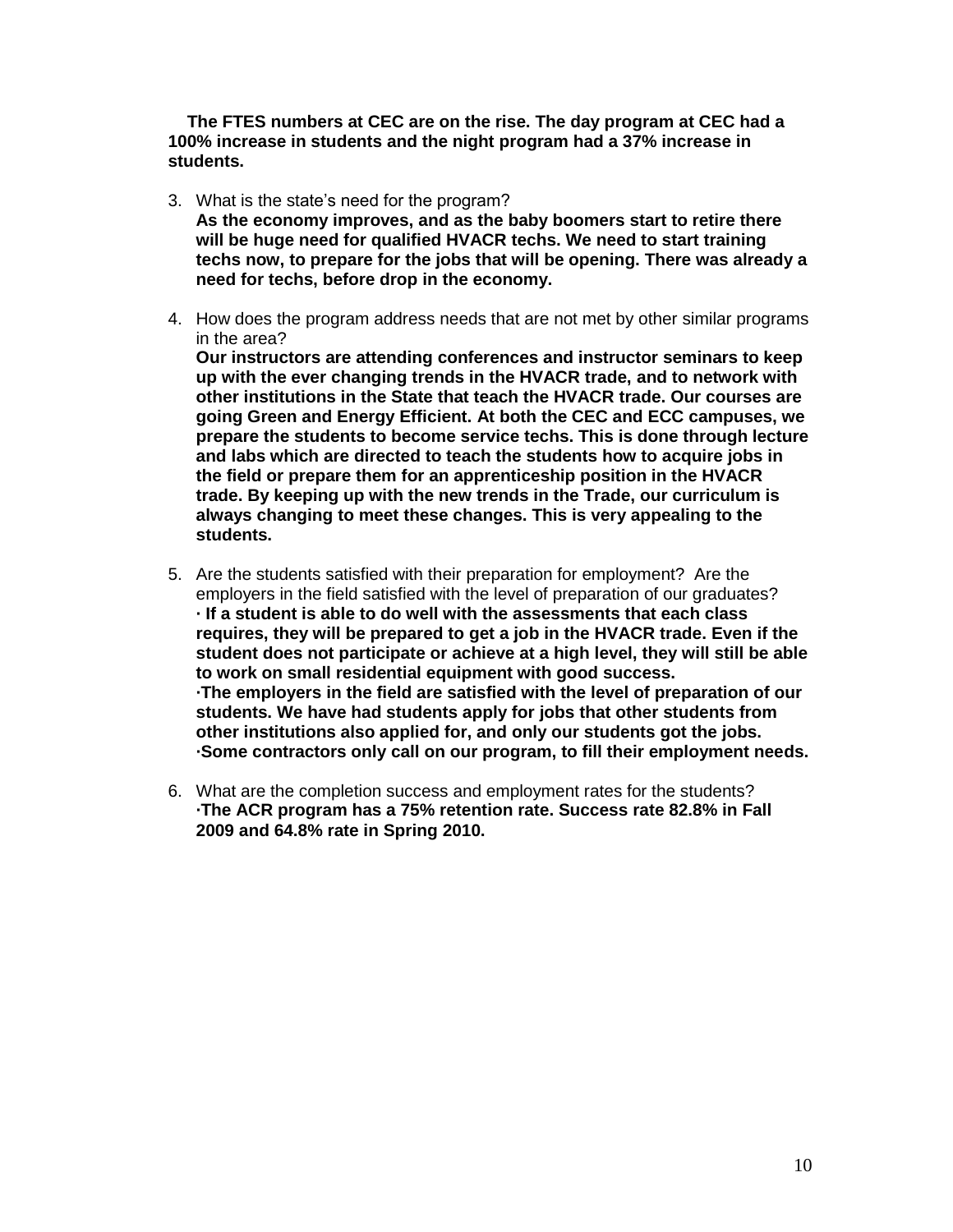**The FTES numbers at CEC are on the rise. The day program at CEC had a 100% increase in students and the night program had a 37% increase in students.**

3. What is the state's need for the program?
   **As the economy improves, and as the baby boomers start to retire there will be huge need for qualified HVACR techs. We need to start training techs now, to prepare for the jobs that will be opening. There was already a need for techs, before drop in the economy.**

4. How does the program address needs that are not met by other similar programs in the area?
   **Our instructors are attending conferences and instructor seminars to keep up with the ever changing trends in the HVACR trade, and to network with other institutions in the State that teach the HVACR trade. Our courses are going Green and Energy Efficient. At both the CEC and ECC campuses, we prepare the students to become service techs. This is done through lecture and labs which are directed to teach the students how to acquire jobs in the field or prepare them for an apprenticeship position in the HVACR trade. By keeping up with the new trends in the Trade, our curriculum is always changing to meet these changes. This is very appealing to the students.**

5. Are the students satisfied with their preparation for employment? Are the employers in the field satisfied with the level of preparation of our graduates?
   **· If a student is able to do well with the assessments that each class requires, they will be prepared to get a job in the HVACR trade. Even if the student does not participate or achieve at a high level, they will still be able to work on small residential equipment with good success.**
   **·The employers in the field are satisfied with the level of preparation of our students. We have had students apply for jobs that other students from other institutions also applied for, and only our students got the jobs.**
   **·Some contractors only call on our program, to fill their employment needs.**

6. What are the completion success and employment rates for the students?
   **·The ACR program has a 75% retention rate. Success rate 82.8% in Fall 2009 and 64.8% rate in Spring 2010.**